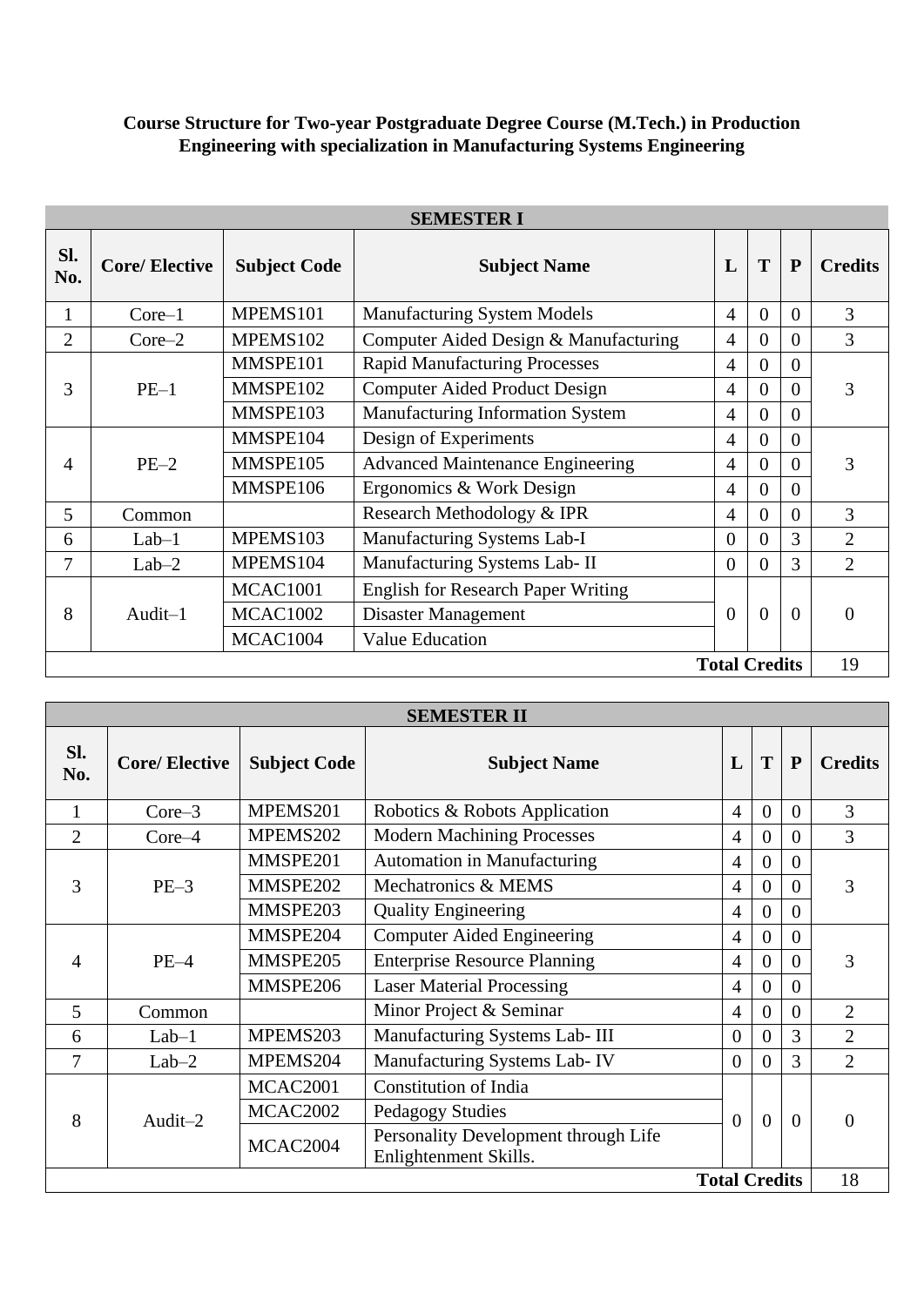**Course Structure for Two-year Postgraduate Degree Course (M.Tech.) in Production Engineering with specialization in Manufacturing Systems Engineering**

| SEMESTER I | | | | | | | |
|---|---|---|---|---|---|---|---|
| **Sl. No.** | **Core/ Elective** | **Subject Code** | **Subject Name** | **L** | **T** | **P** | **Credits** |
| 1 | Core–1 | MPEMS101 | Manufacturing System Models | 4 | 0 | 0 | 3 |
| 2 | Core–2 | MPEMS102 | Computer Aided Design & Manufacturing | 4 | 0 | 0 | 3 |
| 3 | PE–1 | MMSPE101 | Rapid Manufacturing Processes | 4 | 0 | 0 | 3 |
| | | MMSPE102 | Computer Aided Product Design | 4 | 0 | 0 | |
| | | MMSPE103 | Manufacturing Information System | 4 | 0 | 0 | |
| 4 | PE–2 | MMSPE104 | Design of Experiments | 4 | 0 | 0 | 3 |
| | | MMSPE105 | Advanced Maintenance Engineering | 4 | 0 | 0 | |
| | | MMSPE106 | Ergonomics & Work Design | 4 | 0 | 0 | |
| 5 | Common | | Research Methodology & IPR | 4 | 0 | 0 | 3 |
| 6 | Lab–1 | MPEMS103 | Manufacturing Systems Lab-I | 0 | 0 | 3 | 2 |
| 7 | Lab–2 | MPEMS104 | Manufacturing Systems Lab- II | 0 | 0 | 3 | 2 |
| 8 | Audit–1 | MCAC1001 | English for Research Paper Writing | 0 | 0 | 0 | 0 |
| | | MCAC1002 | Disaster Management | | | | |
| | | MCAC1004 | Value Education | | | | |
| | | | | | | **Total Credits** | 19 |

| SEMESTER II | | | | | | | |
|---|---|---|---|---|---|---|---|
| **Sl. No.** | **Core/ Elective** | **Subject Code** | **Subject Name** | **L** | **T** | **P** | **Credits** |
| 1 | Core–3 | MPEMS201 | Robotics & Robots Application | 4 | 0 | 0 | 3 |
| 2 | Core–4 | MPEMS202 | Modern Machining Processes | 4 | 0 | 0 | 3 |
| 3 | PE–3 | MMSPE201 | Automation in Manufacturing | 4 | 0 | 0 | 3 |
| | | MMSPE202 | Mechatronics & MEMS | 4 | 0 | 0 | |
| | | MMSPE203 | Quality Engineering | 4 | 0 | 0 | |
| 4 | PE–4 | MMSPE204 | Computer Aided Engineering | 4 | 0 | 0 | 3 |
| | | MMSPE205 | Enterprise Resource Planning | 4 | 0 | 0 | |
| | | MMSPE206 | Laser Material Processing | 4 | 0 | 0 | |
| 5 | Common | | Minor Project & Seminar | 4 | 0 | 0 | 2 |
| 6 | Lab–1 | MPEMS203 | Manufacturing Systems Lab- III | 0 | 0 | 3 | 2 |
| 7 | Lab–2 | MPEMS204 | Manufacturing Systems Lab- IV | 0 | 0 | 3 | 2 |
| 8 | Audit–2 | MCAC2001 | Constitution of India | 0 | 0 | 0 | 0 |
| | | MCAC2002 | Pedagogy Studies | | | | |
| | | MCAC2004 | Personality Development through Life Enlightenment Skills. | | | | |
| | | | | | | **Total Credits** | 18 |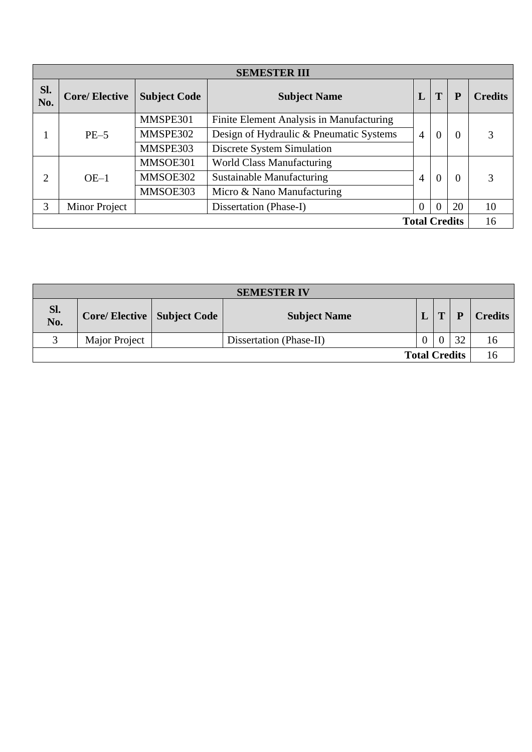| SEMESTER III | | | | | | | |
|---|---|---|---|---|---|---|---|
| **Sl. No.** | **Core/ Elective** | **Subject Code** | **Subject Name** | **L** | **T** | **P** | **Credits** |
| 1 | PE–5 | MMSPE301 | Finite Element Analysis in Manufacturing | 4 | 0 | 0 | 3 |
| | | MMSPE302 | Design of Hydraulic & Pneumatic Systems | | | | |
| | | MMSPE303 | Discrete System Simulation | | | | |
| 2 | OE–1 | MMSOE301 | World Class Manufacturing | 4 | 0 | 0 | 3 |
| | | MMSOE302 | Sustainable Manufacturing | | | | |
| | | MMSOE303 | Micro & Nano Manufacturing | | | | |
| 3 | Minor Project | | Dissertation (Phase-I) | 0 | 0 | 20 | 10 |
| | | | | | **Total Credits** | | 16 |

| SEMESTER IV | | | | | | | |
|---|---|---|---|---|---|---|---|
| **Sl. No.** | **Core/ Elective** | **Subject Code** | **Subject Name** | **L** | **T** | **P** | **Credits** |
| 3 | Major Project | | Dissertation (Phase-II) | 0 | 0 | 32 | 16 |
| | | | | | **Total Credits** | | 16 |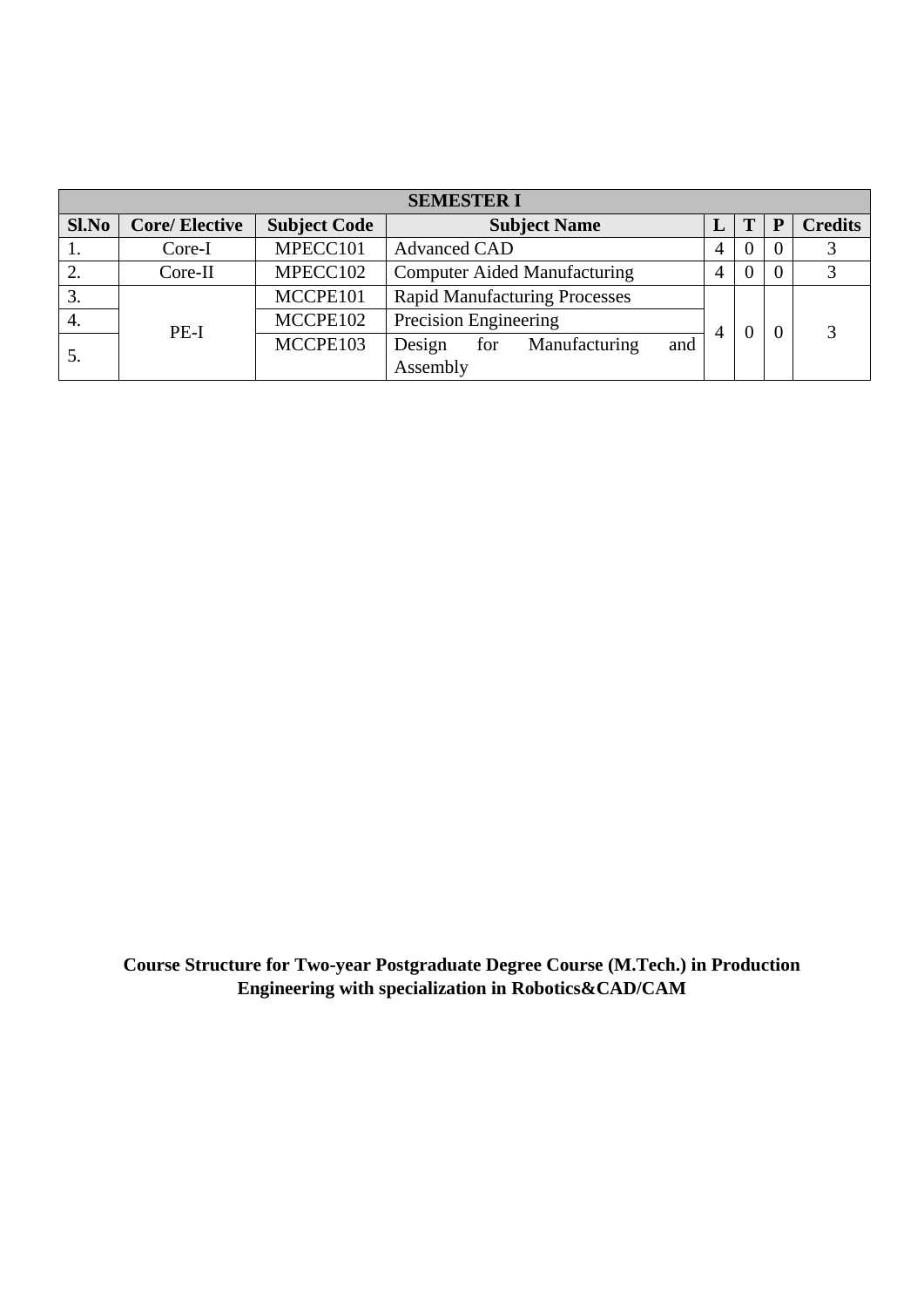| SEMESTER I | | | | | | | |
|---|---|---|---|---|---|---|---|
| **Sl.No** | **Core/ Elective** | **Subject Code** | **Subject Name** | **L** | **T** | **P** | **Credits** |
| 1. | Core-I | MPECC101 | Advanced CAD | 4 | 0 | 0 | 3 |
| 2. | Core-II | MPECC102 | Computer Aided Manufacturing | 4 | 0 | 0 | 3 |
| 3. | PE-I | MCCPE101 | Rapid Manufacturing Processes | 4 | 0 | 0 | 3 |
| 4. | | MCCPE102 | Precision Engineering | | | | |
| 5. | | MCCPE103 | Design for Manufacturing and Assembly | | | | |

**Course Structure for Two-year Postgraduate Degree Course (M.Tech.) in Production Engineering with specialization in Robotics&CAD/CAM**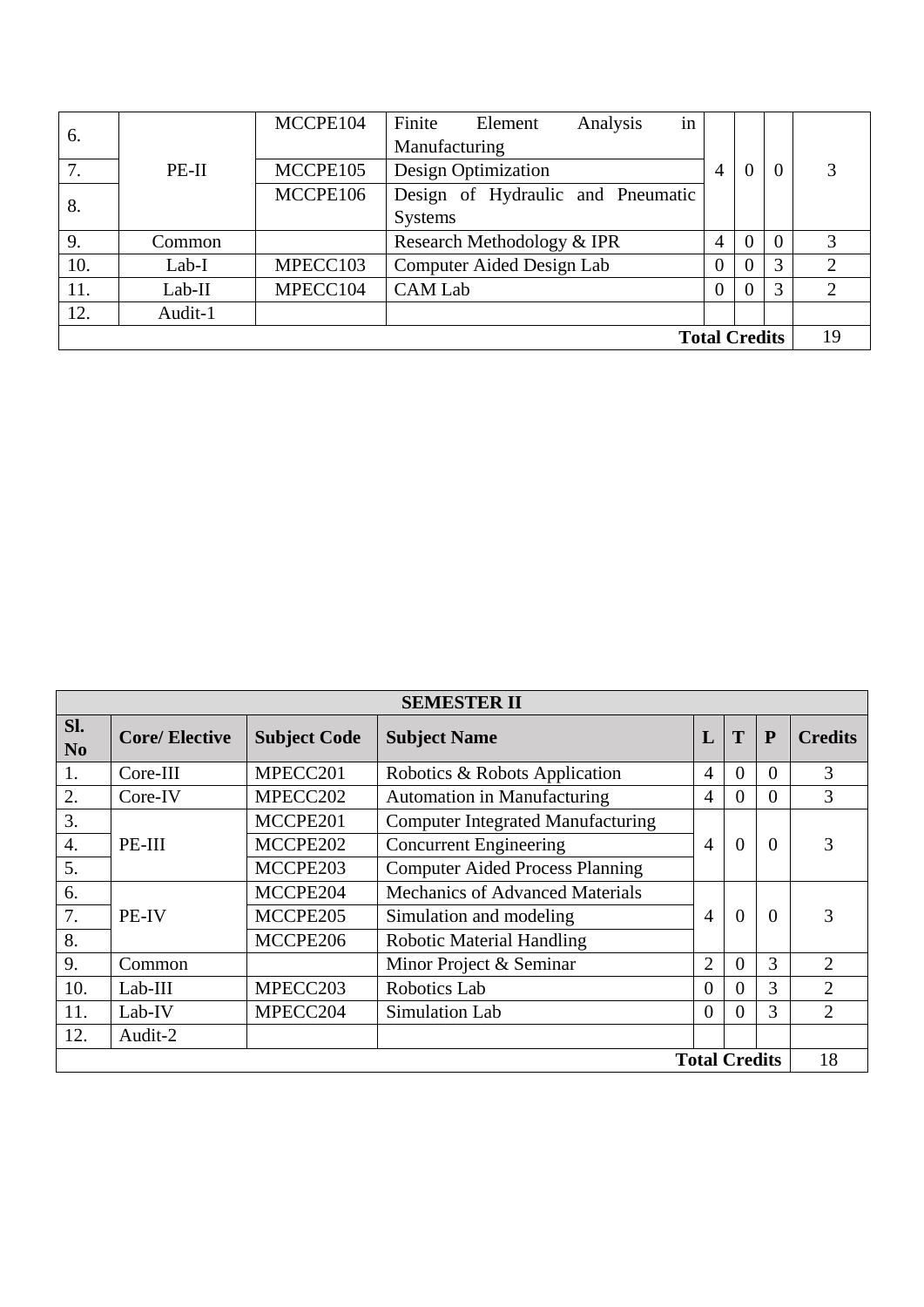| 6. | PE-II | MCCPE104 | Finite Element Analysis in Manufacturing | 4 | 0 | 0 | 3 |
|---|---|---|---|---|---|---|---|
| 7. | | MCCPE105 | Design Optimization | | | | |
| 8. | | MCCPE106 | Design of Hydraulic and Pneumatic Systems | | | | |
| 9. | Common | | Research Methodology & IPR | 4 | 0 | 0 | 3 |
| 10. | Lab-I | MPECC103 | Computer Aided Design Lab | 0 | 0 | 3 | 2 |
| 11. | Lab-II | MPECC104 | CAM Lab | 0 | 0 | 3 | 2 |
| 12. | Audit-1 | | | | | | |
| | | | | | **Total Credits** | | 19 |

| **SEMESTER II** | | | | | | | |
|---|---|---|---|---|---|---|---|
| **Sl. No** | **Core/ Elective** | **Subject Code** | **Subject Name** | **L** | **T** | **P** | **Credits** |
| 1. | Core-III | MPECC201 | Robotics & Robots Application | 4 | 0 | 0 | 3 |
| 2. | Core-IV | MPECC202 | Automation in Manufacturing | 4 | 0 | 0 | 3 |
| 3. | PE-III | MCCPE201 | Computer Integrated Manufacturing | 4 | 0 | 0 | 3 |
| 4. | | MCCPE202 | Concurrent Engineering | | | | |
| 5. | | MCCPE203 | Computer Aided Process Planning | | | | |
| 6. | PE-IV | MCCPE204 | Mechanics of Advanced Materials | 4 | 0 | 0 | 3 |
| 7. | | MCCPE205 | Simulation and modeling | | | | |
| 8. | | MCCPE206 | Robotic Material Handling | | | | |
| 9. | Common | | Minor Project & Seminar | 2 | 0 | 3 | 2 |
| 10. | Lab-III | MPECC203 | Robotics Lab | 0 | 0 | 3 | 2 |
| 11. | Lab-IV | MPECC204 | Simulation Lab | 0 | 0 | 3 | 2 |
| 12. | Audit-2 | | | | | | |
| | | | | | **Total Credits** | | 18 |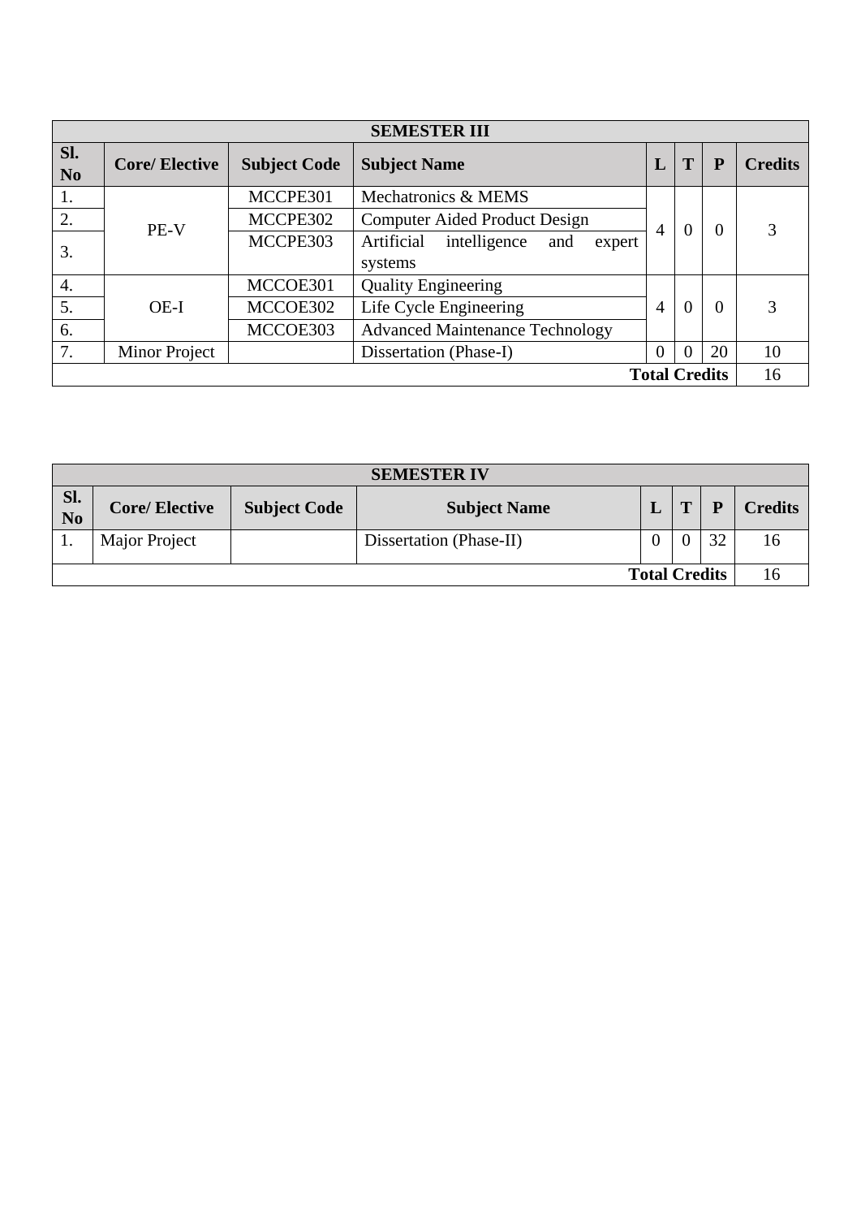| SEMESTER III | | | | | | | |
|---|---|---|---|---|---|---|---|
| **Sl. No** | **Core/ Elective** | **Subject Code** | **Subject Name** | **L** | **T** | **P** | **Credits** |
| 1. | PE-V | MCCPE301 | Mechatronics & MEMS | 4 | 0 | 0 | 3 |
| 2. | | MCCPE302 | Computer Aided Product Design | | | | |
| 3. | | MCCPE303 | Artificial intelligence and expert systems | | | | |
| 4. | OE-I | MCCOE301 | Quality Engineering | 4 | 0 | 0 | 3 |
| 5. | | MCCOE302 | Life Cycle Engineering | | | | |
| 6. | | MCCOE303 | Advanced Maintenance Technology | | | | |
| 7. | Minor Project | | Dissertation (Phase-I) | 0 | 0 | 20 | 10 |
| | | | | | | **Total Credits** | 16 |

| SEMESTER IV | | | | | | | |
|---|---|---|---|---|---|---|---|
| **Sl. No** | **Core/ Elective** | **Subject Code** | **Subject Name** | **L** | **T** | **P** | **Credits** |
| 1. | Major Project | | Dissertation (Phase-II) | 0 | 0 | 32 | 16 |
| | | | | | | **Total Credits** | 16 |